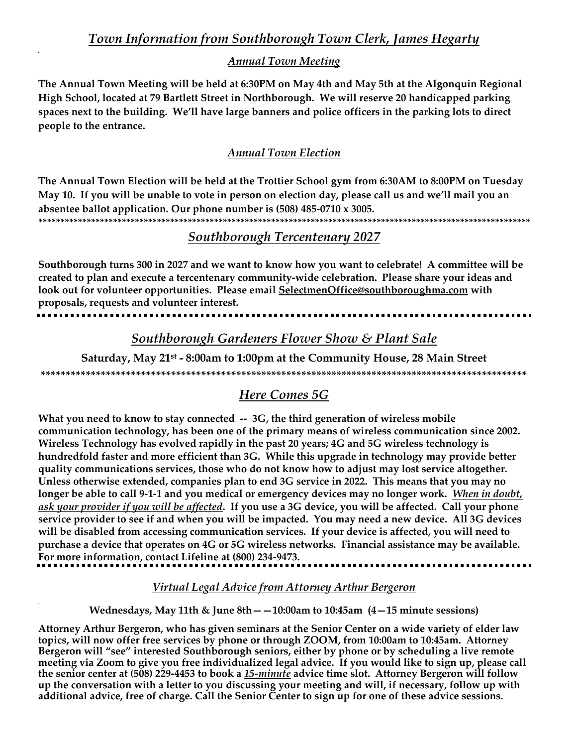## *Town Information from Southborough Town Clerk, James Hegarty*

### *Annual Town Meeting*

**The Annual Town Meeting will be held at 6:30PM on May 4th and May 5th at the Algonquin Regional High School, located at 79 Bartlett Street in Northborough. We will reserve 20 handicapped parking spaces next to the building. We'll have large banners and police officers in the parking lots to direct people to the entrance.**

### *Annual Town Election*

**The Annual Town Election will be held at the Trottier School gym from 6:30AM to 8:00PM on Tuesday May 10. If you will be unable to vote in person on election day, please call us and we'll mail you an absentee ballot application. Our phone number is (508) 485-0710 x 3005.**

*****************************************************************************************************************

## *Southborough Tercentenary 2027*

**Southborough turns 300 in 2027 and we want to know how you want to celebrate! A committee will be created to plan and execute a tercentenary community-wide celebration. Please share your ideas and look out for volunteer opportunities. Please email SelectmenOffice@southboroughma.com with proposals, requests and volunteer interest.**

---

## *Southborough Gardeners Flower Show & Plant Sale*

**Saturday, May 21st - 8:00am to 1:00pm at the Community House, 28 Main Street**

*****************************************************************************************************

## *Here Comes 5G*

**What you need to know to stay connected -- 3G, the third generation of wireless mobile communication technology, has been one of the primary means of wireless communication since 2002. Wireless Technology has evolved rapidly in the past 20 years; 4G and 5G wireless technology is hundredfold faster and more efficient than 3G. While this upgrade in technology may provide better quality communications services, those who do not know how to adjust may lost service altogether. Unless otherwise extended, companies plan to end 3G service in 2022. This means that you may no longer be able to call 9-1-1 and you medical or emergency devices may no longer work. *When in doubt, ask your provider if you will be affected*. If you use a 3G device, you will be affected. Call your phone service provider to see if and when you will be impacted. You may need a new device. All 3G devices will be disabled from accessing communication services. If your device is affected, you will need to purchase a device that operates on 4G or 5G wireless networks. Financial assistance may be available. For more information, contact Lifeline at (800) 234-9473.**

---

### *Virtual Legal Advice from Attorney Arthur Bergeron*

**Wednesdays, May 11th & June 8th— —10:00am to 10:45am (4—15 minute sessions)**

**Attorney Arthur Bergeron, who has given seminars at the Senior Center on a wide variety of elder law topics, will now offer free services by phone or through ZOOM, from 10:00am to 10:45am. Attorney Bergeron will "see" interested Southborough seniors, either by phone or by scheduling a live remote meeting via Zoom to give you free individualized legal advice. If you would like to sign up, please call the senior center at (508) 229-4453 to book a *15-minute* advice time slot. Attorney Bergeron will follow up the conversation with a letter to you discussing your meeting and will, if necessary, follow up with additional advice, free of charge. Call the Senior Center to sign up for one of these advice sessions.**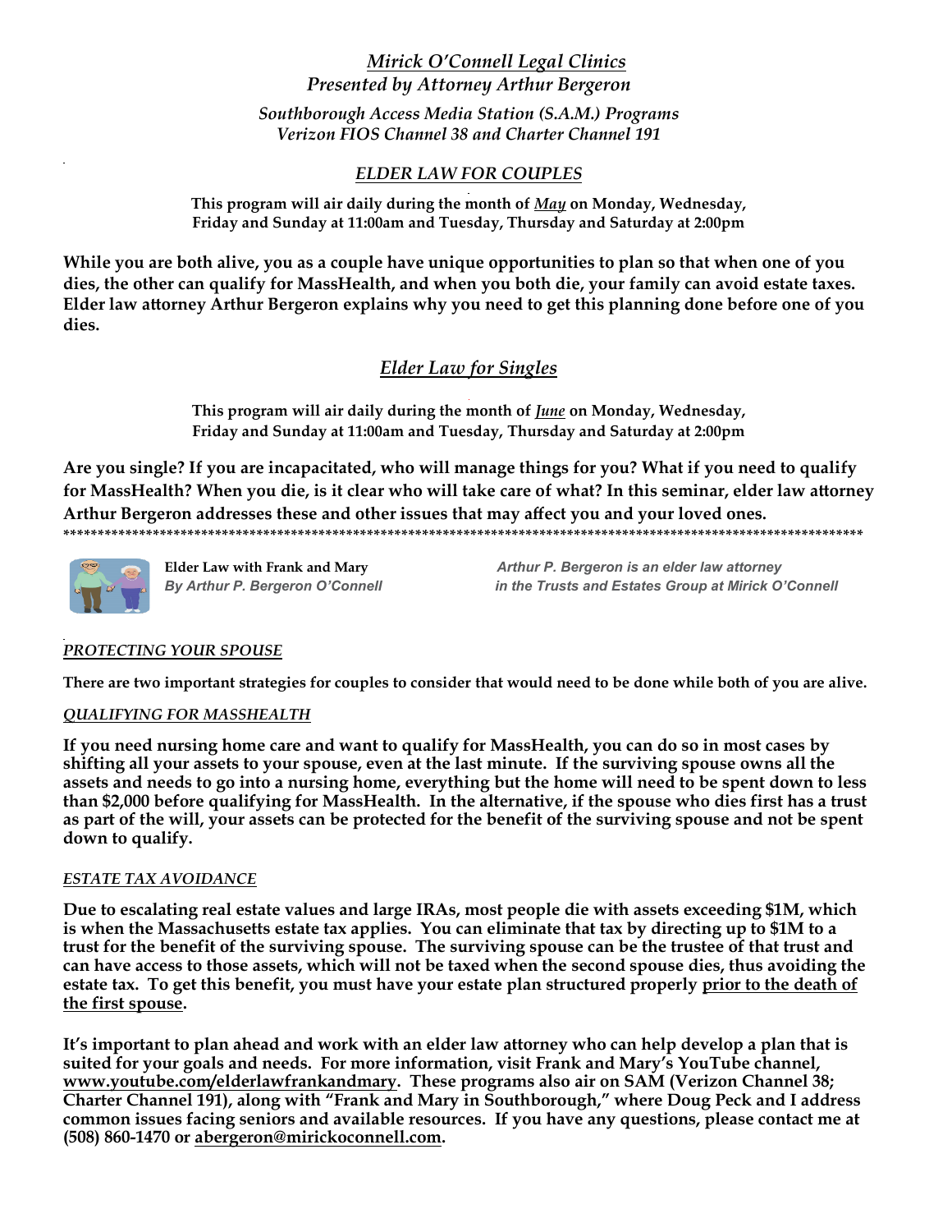## *Mirick O'Connell Legal Clinics*
### *Presented by Attorney Arthur Bergeron*

*Southborough Access Media Station (S.A.M.) Programs*
*Verizon FIOS Channel 38 and Charter Channel 191*

### *ELDER LAW FOR COUPLES*

**This program will air daily during the month of *May* on Monday, Wednesday, Friday and Sunday at 11:00am and Tuesday, Thursday and Saturday at 2:00pm**

**While you are both alive, you as a couple have unique opportunities to plan so that when one of you dies, the other can qualify for MassHealth, and when you both die, your family can avoid estate taxes. Elder law attorney Arthur Bergeron explains why you need to get this planning done before one of you dies.**

### *Elder Law for Singles*

**This program will air daily during the month of *June* on Monday, Wednesday, Friday and Sunday at 11:00am and Tuesday, Thursday and Saturday at 2:00pm**

**Are you single? If you are incapacitated, who will manage things for you? What if you need to qualify for MassHealth? When you die, is it clear who will take care of what? In this seminar, elder law attorney Arthur Bergeron addresses these and other issues that may affect you and your loved ones.**

**********************************************************************************************************************

**Elder Law with Frank and Mary**
*By Arthur P. Bergeron O'Connell*

*Arthur P. Bergeron is an elder law attorney in the Trusts and Estates Group at Mirick O'Connell*

*PROTECTING YOUR SPOUSE*

**There are two important strategies for couples to consider that would need to be done while both of you are alive.**

*QUALIFYING FOR MASSHEALTH*

**If you need nursing home care and want to qualify for MassHealth, you can do so in most cases by shifting all your assets to your spouse, even at the last minute. If the surviving spouse owns all the assets and needs to go into a nursing home, everything but the home will need to be spent down to less than $2,000 before qualifying for MassHealth. In the alternative, if the spouse who dies first has a trust as part of the will, your assets can be protected for the benefit of the surviving spouse and not be spent down to qualify.**

*ESTATE TAX AVOIDANCE*

**Due to escalating real estate values and large IRAs, most people die with assets exceeding $1M, which is when the Massachusetts estate tax applies. You can eliminate that tax by directing up to $1M to a trust for the benefit of the surviving spouse. The surviving spouse can be the trustee of that trust and can have access to those assets, which will not be taxed when the second spouse dies, thus avoiding the estate tax. To get this benefit, you must have your estate plan structured properly prior to the death of the first spouse.**

**It's important to plan ahead and work with an elder law attorney who can help develop a plan that is suited for your goals and needs. For more information, visit Frank and Mary's YouTube channel, www.youtube.com/elderlawfrankandmary. These programs also air on SAM (Verizon Channel 38; Charter Channel 191), along with "Frank and Mary in Southborough," where Doug Peck and I address common issues facing seniors and available resources. If you have any questions, please contact me at (508) 860-1470 or abergeron@mirickoconnell.com.**